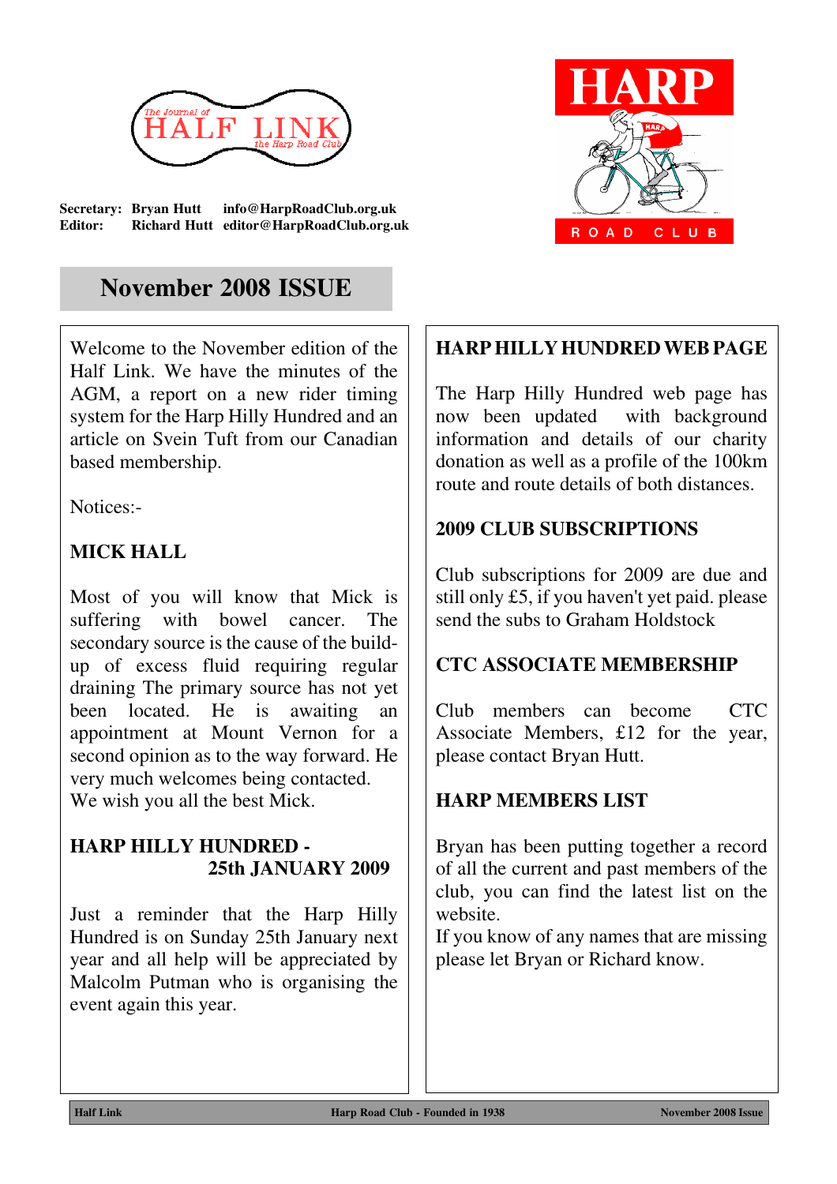The Journal of HALF LINK the Harp Road Club

**HARP ROAD CLUB**

**Secretary:** **Bryan Hutt** **info@HarpRoadClub.org.uk**
**Editor:** **Richard Hutt** **editor@HarpRoadClub.org.uk**

# November 2008 ISSUE

Welcome to the November edition of the Half Link. We have the minutes of the AGM, a report on a new rider timing system for the Harp Hilly Hundred and an article on Svein Tuft from our Canadian based membership.

Notices:-

## MICK HALL

Most of you will know that Mick is suffering with bowel cancer. The secondary source is the cause of the build-up of excess fluid requiring regular draining The primary source has not yet been located. He is awaiting an appointment at Mount Vernon for a second opinion as to the way forward. He very much welcomes being contacted.
We wish you all the best Mick.

## HARP HILLY HUNDRED - 25th JANUARY 2009

Just a reminder that the Harp Hilly Hundred is on Sunday 25th January next year and all help will be appreciated by Malcolm Putman who is organising the event again this year.

## HARP HILLY HUNDRED WEB PAGE

The Harp Hilly Hundred web page has now been updated with background information and details of our charity donation as well as a profile of the 100km route and route details of both distances.

## 2009 CLUB SUBSCRIPTIONS

Club subscriptions for 2009 are due and still only £5, if you haven't yet paid. please send the subs to Graham Holdstock

## CTC ASSOCIATE MEMBERSHIP

Club members can become CTC Associate Members, £12 for the year, please contact Bryan Hutt.

## HARP MEMBERS LIST

Bryan has been putting together a record of all the current and past members of the club, you can find the latest list on the website.
If you know of any names that are missing please let Bryan or Richard know.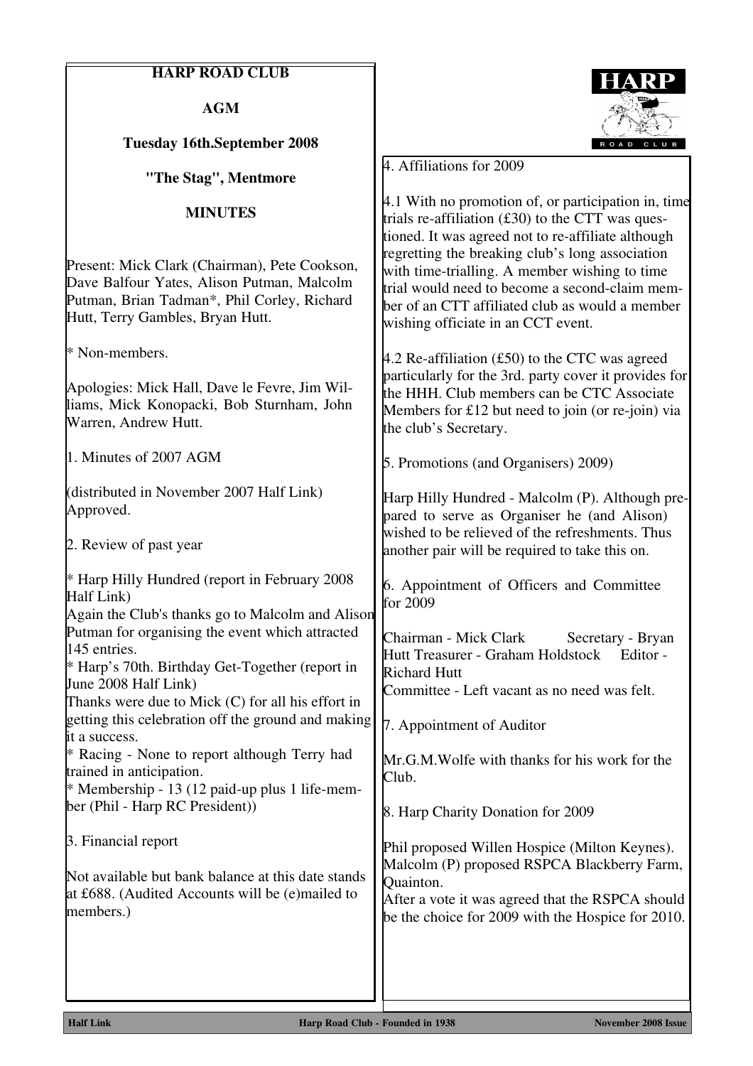# HARP ROAD CLUB

## AGM

**Tuesday 16th.September 2008**

**"The Stag", Mentmore**

## MINUTES

Present: Mick Clark (Chairman), Pete Cookson, Dave Balfour Yates, Alison Putman, Malcolm Putman, Brian Tadman*, Phil Corley, Richard Hutt, Terry Gambles, Bryan Hutt.

* Non-members.

Apologies: Mick Hall, Dave le Fevre, Jim Williams, Mick Konopacki, Bob Sturnham, John Warren, Andrew Hutt.

1. Minutes of 2007 AGM

(distributed in November 2007 Half Link) Approved.

2. Review of past year

* Harp Hilly Hundred (report in February 2008 Half Link)
Again the Club's thanks go to Malcolm and Alison Putman for organising the event which attracted 145 entries.
* Harp's 70th. Birthday Get-Together (report in June 2008 Half Link)
Thanks were due to Mick (C) for all his effort in getting this celebration off the ground and making it a success.
* Racing - None to report although Terry had trained in anticipation.
* Membership - 13 (12 paid-up plus 1 life-member (Phil - Harp RC President))

3. Financial report

Not available but bank balance at this date stands at £688. (Audited Accounts will be (e)mailed to members.)

4. Affiliations for 2009

4.1 With no promotion of, or participation in, time trials re-affiliation (£30) to the CTT was questioned. It was agreed not to re-affiliate although regretting the breaking club's long association with time-trialling. A member wishing to time trial would need to become a second-claim member of an CTT affiliated club as would a member wishing officiate in an CCT event.

4.2 Re-affiliation (£50) to the CTC was agreed particularly for the 3rd. party cover it provides for the HHH. Club members can be CTC Associate Members for £12 but need to join (or re-join) via the club's Secretary.

5. Promotions (and Organisers) 2009)

Harp Hilly Hundred - Malcolm (P). Although prepared to serve as Organiser he (and Alison) wished to be relieved of the refreshments. Thus another pair will be required to take this on.

6. Appointment of Officers and Committee for 2009

Chairman - Mick Clark Secretary - Bryan Hutt Treasurer - Graham Holdstock Editor - Richard Hutt
Committee - Left vacant as no need was felt.

7. Appointment of Auditor

Mr.G.M.Wolfe with thanks for his work for the Club.

8. Harp Charity Donation for 2009

Phil proposed Willen Hospice (Milton Keynes). Malcolm (P) proposed RSPCA Blackberry Farm, Quainton.
After a vote it was agreed that the RSPCA should be the choice for 2009 with the Hospice for 2010.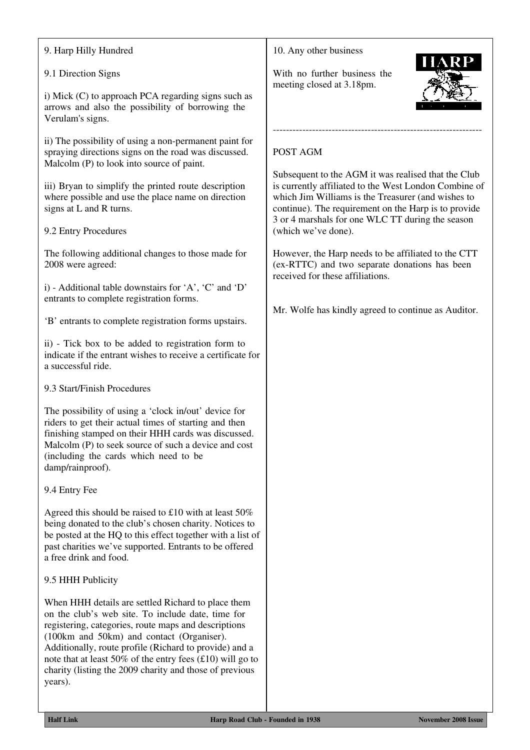## 9. Harp Hilly Hundred

### 9.1 Direction Signs

i) Mick (C) to approach PCA regarding signs such as arrows and also the possibility of borrowing the Verulam's signs.

ii) The possibility of using a non-permanent paint for spraying directions signs on the road was discussed. Malcolm (P) to look into source of paint.

iii) Bryan to simplify the printed route description where possible and use the place name on direction signs at L and R turns.

### 9.2 Entry Procedures

The following additional changes to those made for 2008 were agreed:

i) - Additional table downstairs for 'A', 'C' and 'D' entrants to complete registration forms.

'B' entrants to complete registration forms upstairs.

ii) - Tick box to be added to registration form to indicate if the entrant wishes to receive a certificate for a successful ride.

### 9.3 Start/Finish Procedures

The possibility of using a 'clock in/out' device for riders to get their actual times of starting and then finishing stamped on their HHH cards was discussed. Malcolm (P) to seek source of such a device and cost (including the cards which need to be damp/rainproof).

### 9.4 Entry Fee

Agreed this should be raised to £10 with at least 50% being donated to the club's chosen charity. Notices to be posted at the HQ to this effect together with a list of past charities we've supported. Entrants to be offered a free drink and food.

### 9.5 HHH Publicity

When HHH details are settled Richard to place them on the club's web site. To include date, time for registering, categories, route maps and descriptions (100km and 50km) and contact (Organiser). Additionally, route profile (Richard to provide) and a note that at least 50% of the entry fees (£10) will go to charity (listing the 2009 charity and those of previous years).

## 10. Any other business

With no further business the meeting closed at 3.18pm.

---

## POST AGM

Subsequent to the AGM it was realised that the Club is currently affiliated to the West London Combine of which Jim Williams is the Treasurer (and wishes to continue). The requirement on the Harp is to provide 3 or 4 marshals for one WLC TT during the season (which we've done).

However, the Harp needs to be affiliated to the CTT (ex-RTTC) and two separate donations has been received for these affiliations.

Mr. Wolfe has kindly agreed to continue as Auditor.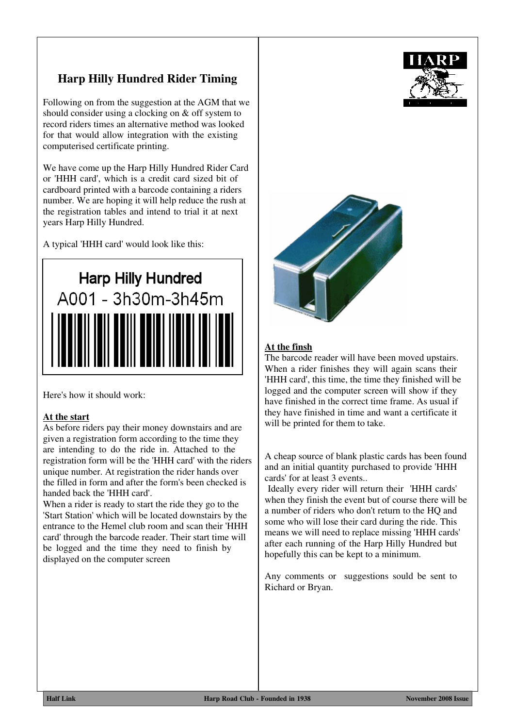# Harp Hilly Hundred Rider Timing

Following on from the suggestion at the AGM that we should consider using a clocking on & off system to record riders times an alternative method was looked for that would allow integration with the existing computerised certificate printing.

We have come up the Harp Hilly Hundred Rider Card or 'HHH card', which is a credit card sized bit of cardboard printed with a barcode containing a riders number. We are hoping it will help reduce the rush at the registration tables and intend to trial it at next years Harp Hilly Hundred.

A typical 'HHH card' would look like this:

Harp Hilly Hundred
A001 - 3h30m-3h45m

Here's how it should work:

**At the start**

As before riders pay their money downstairs and are given a registration form according to the time they are intending to do the ride in. Attached to the registration form will be the 'HHH card' with the riders unique number. At registration the rider hands over the filled in form and after the form's been checked is handed back the 'HHH card'.

When a rider is ready to start the ride they go to the 'Start Station' which will be located downstairs by the entrance to the Hemel club room and scan their 'HHH card' through the barcode reader. Their start time will be logged and the time they need to finish by displayed on the computer screen

**At the finsh**

The barcode reader will have been moved upstairs. When a rider finishes they will again scans their 'HHH card', this time, the time they finished will be logged and the computer screen will show if they have finished in the correct time frame. As usual if they have finished in time and want a certificate it will be printed for them to take.

A cheap source of blank plastic cards has been found and an initial quantity purchased to provide 'HHH cards' for at least 3 events..

Ideally every rider will return their 'HHH cards' when they finish the event but of course there will be a number of riders who don't return to the HQ and some who will lose their card during the ride. This means we will need to replace missing 'HHH cards' after each running of the Harp Hilly Hundred but hopefully this can be kept to a minimum.

Any comments or suggestions sould be sent to Richard or Bryan.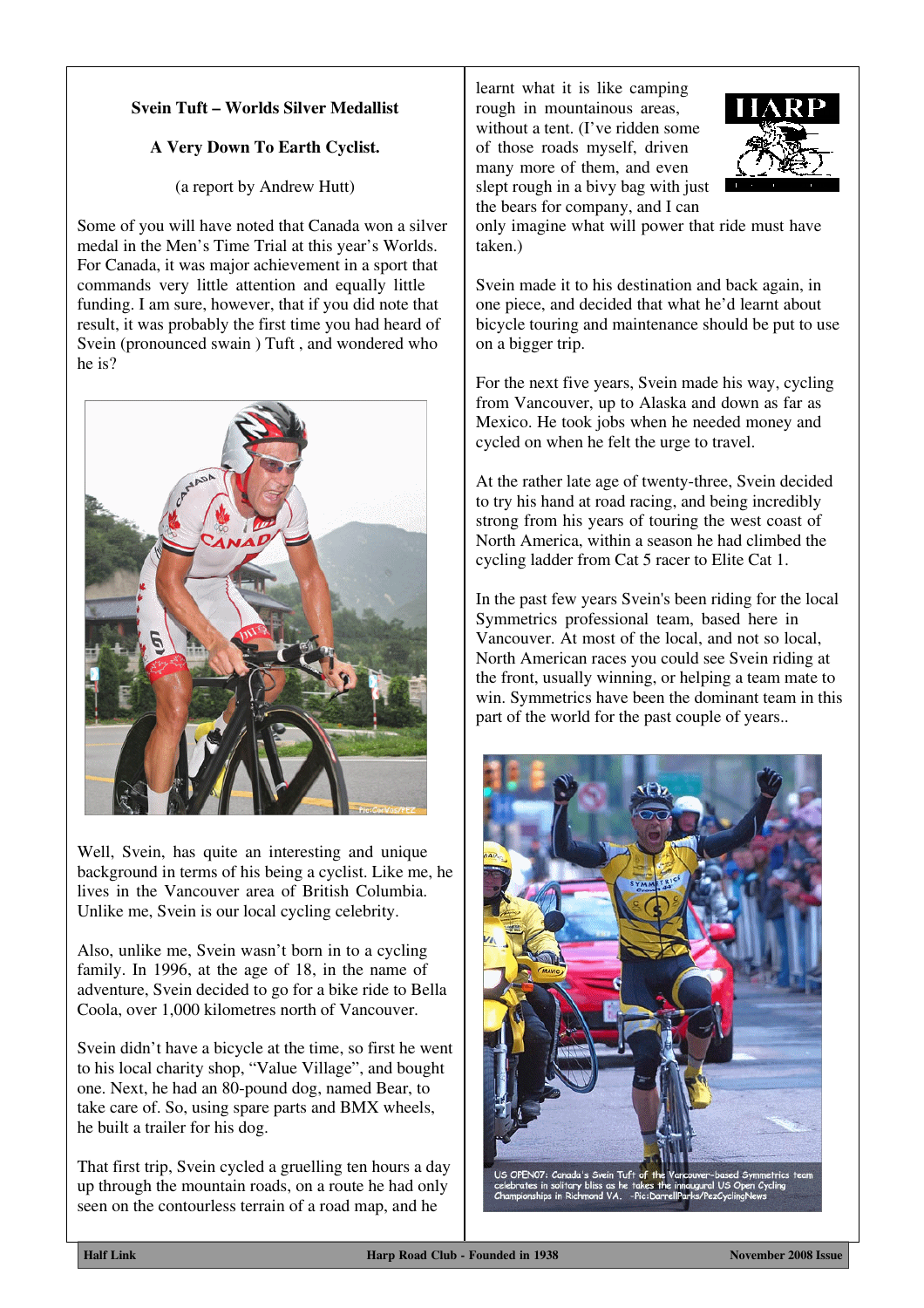**Svein Tuft – Worlds Silver Medallist**

**A Very Down To Earth Cyclist.**

(a report by Andrew Hutt)

Some of you will have noted that Canada won a silver medal in the Men's Time Trial at this year's Worlds. For Canada, it was major achievement in a sport that commands very little attention and equally little funding. I am sure, however, that if you did note that result, it was probably the first time you had heard of Svein (pronounced swain ) Tuft , and wondered who he is?

Pic:CorVos/PEZ

Well, Svein, has quite an interesting and unique background in terms of his being a cyclist. Like me, he lives in the Vancouver area of British Columbia. Unlike me, Svein is our local cycling celebrity.

Also, unlike me, Svein wasn't born in to a cycling family. In 1996, at the age of 18, in the name of adventure, Svein decided to go for a bike ride to Bella Coola, over 1,000 kilometres north of Vancouver.

Svein didn't have a bicycle at the time, so first he went to his local charity shop, "Value Village", and bought one. Next, he had an 80-pound dog, named Bear, to take care of. So, using spare parts and BMX wheels, he built a trailer for his dog.

That first trip, Svein cycled a gruelling ten hours a day up through the mountain roads, on a route he had only seen on the contourless terrain of a road map, and he learnt what it is like camping rough in mountainous areas, without a tent. (I've ridden some of those roads myself, driven many more of them, and even slept rough in a bivy bag with just the bears for company, and I can only imagine what will power that ride must have taken.)

Svein made it to his destination and back again, in one piece, and decided that what he'd learnt about bicycle touring and maintenance should be put to use on a bigger trip.

For the next five years, Svein made his way, cycling from Vancouver, up to Alaska and down as far as Mexico. He took jobs when he needed money and cycled on when he felt the urge to travel.

At the rather late age of twenty-three, Svein decided to try his hand at road racing, and being incredibly strong from his years of touring the west coast of North America, within a season he had climbed the cycling ladder from Cat 5 racer to Elite Cat 1.

In the past few years Svein's been riding for the local Symmetrics professional team, based here in Vancouver. At most of the local, and not so local, North American races you could see Svein riding at the front, usually winning, or helping a team mate to win. Symmetrics have been the dominant team in this part of the world for the past couple of years..

US OPEN07: Canada's Svein Tuft of the Vancouver-based Symmetrics team celebrates in solitary bliss as he takes the inaugural US Open Cycling Championships in Richmond VA. -Pic:DarrellParks/PezCyclingNews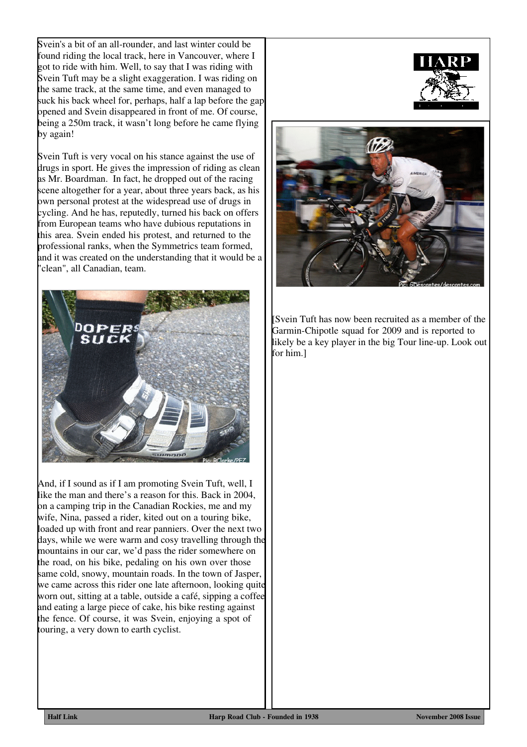Svein's a bit of an all-rounder, and last winter could be found riding the local track, here in Vancouver, where I got to ride with him. Well, to say that I was riding with Svein Tuft may be a slight exaggeration. I was riding on the same track, at the same time, and even managed to suck his back wheel for, perhaps, half a lap before the gap opened and Svein disappeared in front of me. Of course, being a 250m track, it wasn't long before he came flying by again!

Svein Tuft is very vocal on his stance against the use of drugs in sport. He gives the impression of riding as clean as Mr. Boardman. In fact, he dropped out of the racing scene altogether for a year, about three years back, as his own personal protest at the widespread use of drugs in cycling. And he has, reputedly, turned his back on offers from European teams who have dubious reputations in this area. Svein ended his protest, and returned to the professional ranks, when the Symmetrics team formed, and it was created on the understanding that it would be a "clean", all Canadian, team.

Pic: RClarke/PEZ

And, if I sound as if I am promoting Svein Tuft, well, I like the man and there's a reason for this. Back in 2004, on a camping trip in the Canadian Rockies, me and my wife, Nina, passed a rider, kited out on a touring bike, loaded up with front and rear panniers. Over the next two days, while we were warm and cosy travelling through the mountains in our car, we'd pass the rider somewhere on the road, on his bike, pedaling on his own over those same cold, snowy, mountain roads. In the town of Jasper, we came across this rider one late afternoon, looking quite worn out, sitting at a table, outside a café, sipping a coffee and eating a large piece of cake, his bike resting against the fence. Of course, it was Svein, enjoying a spot of touring, a very down to earth cyclist.

Pic: GDescantes/descantes.com

[Svein Tuft has now been recruited as a member of the Garmin-Chipotle squad for 2009 and is reported to likely be a key player in the big Tour line-up. Look out for him.]